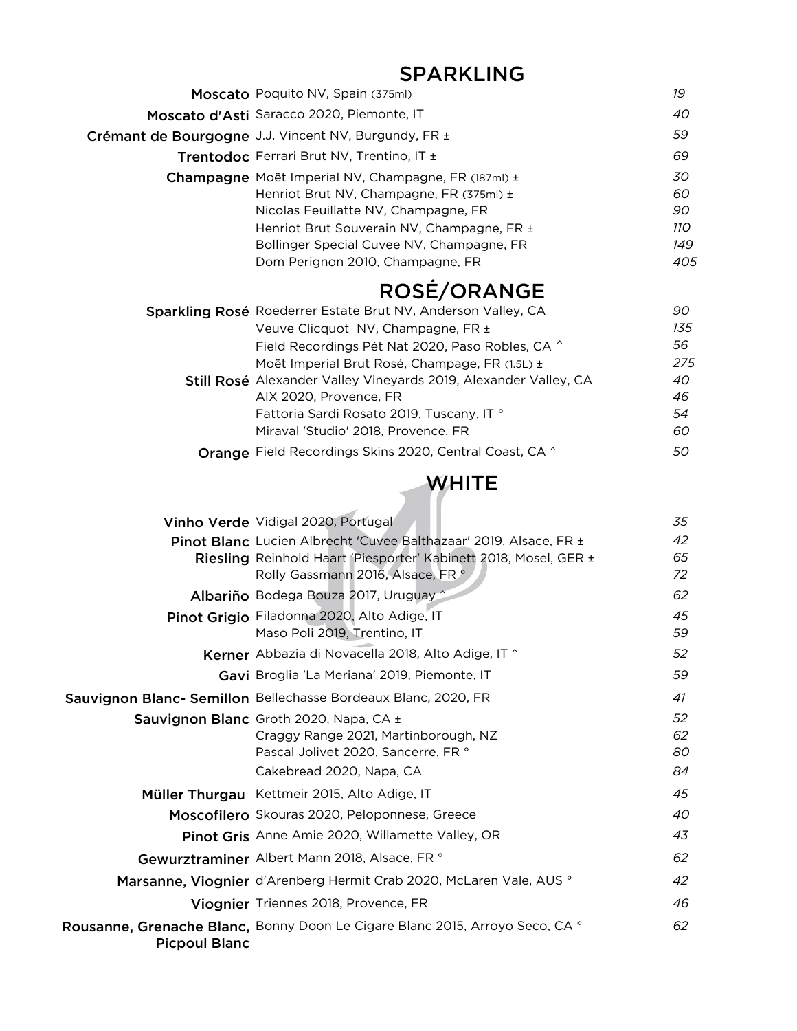## SPARKLING

| | | |
|---|---|---|
| **Moscato** | Poquito NV, Spain (375ml) | *19* |
| **Moscato d'Asti** | Saracco 2020, Piemonte, IT | *40* |
| **Crémant de Bourgogne** | J.J. Vincent NV, Burgundy, FR ± | *59* |
| **Trentodoc** | Ferrari Brut NV, Trentino, IT ± | *69* |
| **Champagne** | Moët Imperial NV, Champagne, FR (187ml) ± | *30* |
| | Henriot Brut NV, Champagne, FR (375ml) ± | *60* |
| | Nicolas Feuillatte NV, Champagne, FR | *90* |
| | Henriot Brut Souverain NV, Champagne, FR ± | *110* |
| | Bollinger Special Cuvee NV, Champagne, FR | *149* |
| | Dom Perignon 2010, Champagne, FR | *405* |

## ROSÉ/ORANGE

| | | |
|---|---|---|
| **Sparkling Rosé** | Roederrer Estate Brut NV, Anderson Valley, CA | *90* |
| | Veuve Clicquot NV, Champagne, FR ± | *135* |
| | Field Recordings Pét Nat 2020, Paso Robles, CA ^ | *56* |
| | Moët Imperial Brut Rosé, Champage, FR (1.5L) ± | *275* |
| **Still Rosé** | Alexander Valley Vineyards 2019, Alexander Valley, CA | *40* |
| | AIX 2020, Provence, FR | *46* |
| | Fattoria Sardi Rosato 2019, Tuscany, IT ° | *54* |
| | Miraval 'Studio' 2018, Provence, FR | *60* |
| **Orange** | Field Recordings Skins 2020, Central Coast, CA ^ | *50* |

## WHITE

| | | |
|---|---|---|
| **Vinho Verde** | Vidigal 2020, Portugal | *35* |
| **Pinot Blanc** | Lucien Albrecht 'Cuvee Balthazaar' 2019, Alsace, FR ± | *42* |
| **Riesling** | Reinhold Haart 'Piesporter' Kabinett 2018, Mosel, GER ± | *65* |
| | Rolly Gassmann 2016, Alsace, FR ° | *72* |
| **Albariño** | Bodega Bouza 2017, Uruguay ^ | *62* |
| **Pinot Grigio** | Filadonna 2020, Alto Adige, IT | *45* |
| | Maso Poli 2019, Trentino, IT | *59* |
| **Kerner** | Abbazia di Novacella 2018, Alto Adige, IT ^ | *52* |
| **Gavi** | Broglia 'La Meriana' 2019, Piemonte, IT | *59* |
| **Sauvignon Blanc- Semillon** | Bellechasse Bordeaux Blanc, 2020, FR | *41* |
| **Sauvignon Blanc** | Groth 2020, Napa, CA ± | *52* |
| | Craggy Range 2021, Martinborough, NZ | *62* |
| | Pascal Jolivet 2020, Sancerre, FR ° | *80* |
| | Cakebread 2020, Napa, CA | *84* |
| **Müller Thurgau** | Kettmeir 2015, Alto Adige, IT | *45* |
| **Moscofilero** | Skouras 2020, Peloponnese, Greece | *40* |
| **Pinot Gris** | Anne Amie 2020, Willamette Valley, OR | *43* |
| **Gewurztraminer** | Albert Mann 2018, Alsace, FR ° | *62* |
| **Marsanne, Viognier** | d'Arenberg Hermit Crab 2020, McLaren Vale, AUS ° | *42* |
| **Viognier** | Triennes 2018, Provence, FR | *46* |
| **Rousanne, Grenache Blanc, Picpoul Blanc** | Bonny Doon Le Cigare Blanc 2015, Arroyo Seco, CA ° | *62* |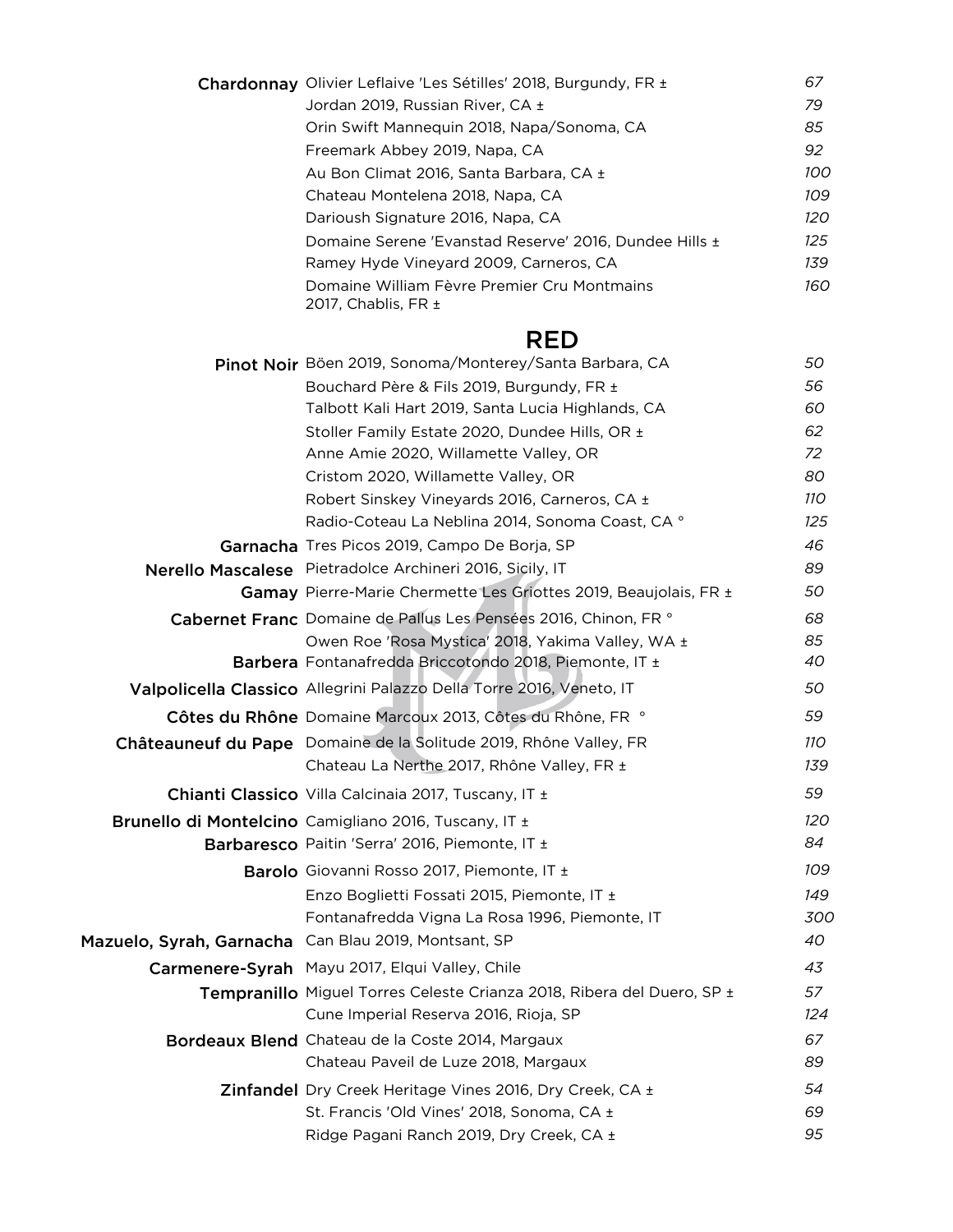| Varietal | Wine | Price |
|---|---|---|
| **Chardonnay** | Olivier Leflaive 'Les Sétilles' 2018, Burgundy, FR ± | *67* |
| | Jordan 2019, Russian River, CA ± | *79* |
| | Orin Swift Mannequin 2018, Napa/Sonoma, CA | *85* |
| | Freemark Abbey 2019, Napa, CA | *92* |
| | Au Bon Climat 2016, Santa Barbara, CA ± | *100* |
| | Chateau Montelena 2018, Napa, CA | *109* |
| | Darioush Signature 2016, Napa, CA | *120* |
| | Domaine Serene 'Evanstad Reserve' 2016, Dundee Hills ± | *125* |
| | Ramey Hyde Vineyard 2009, Carneros, CA | *139* |
| | Domaine William Fèvre Premier Cru Montmains 2017, Chablis, FR ± | *160* |

## RED

| Varietal | Wine | Price |
|---|---|---|
| **Pinot Noir** | Böen 2019, Sonoma/Monterey/Santa Barbara, CA | *50* |
| | Bouchard Père & Fils 2019, Burgundy, FR ± | *56* |
| | Talbott Kali Hart 2019, Santa Lucia Highlands, CA | *60* |
| | Stoller Family Estate 2020, Dundee Hills, OR ± | *62* |
| | Anne Amie 2020, Willamette Valley, OR | *72* |
| | Cristom 2020, Willamette Valley, OR | *80* |
| | Robert Sinskey Vineyards 2016, Carneros, CA ± | *110* |
| | Radio-Coteau La Neblina 2014, Sonoma Coast, CA ° | *125* |
| **Garnacha** | Tres Picos 2019, Campo De Borja, SP | *46* |
| **Nerello Mascalese** | Pietradolce Archineri 2016, Sicily, IT | *89* |
| **Gamay** | Pierre-Marie Chermette Les Griottes 2019, Beaujolais, FR ± | *50* |
| **Cabernet Franc** | Domaine de Pallus Les Pensées 2016, Chinon, FR ° | *68* |
| | Owen Roe 'Rosa Mystica' 2018, Yakima Valley, WA ± | *85* |
| **Barbera** | Fontanafredda Briccotondo 2018, Piemonte, IT ± | *40* |
| **Valpolicella Classico** | Allegrini Palazzo Della Torre 2016, Veneto, IT | *50* |
| **Côtes du Rhône** | Domaine Marcoux 2013, Côtes du Rhône, FR ° | *59* |
| **Châteauneuf du Pape** | Domaine de la Solitude 2019, Rhône Valley, FR | *110* |
| | Chateau La Nerthe 2017, Rhône Valley, FR ± | *139* |
| **Chianti Classico** | Villa Calcinaia 2017, Tuscany, IT ± | *59* |
| **Brunello di Montelcino** | Camigliano 2016, Tuscany, IT ± | *120* |
| **Barbaresco** | Paitin 'Serra' 2016, Piemonte, IT ± | *84* |
| **Barolo** | Giovanni Rosso 2017, Piemonte, IT ± | *109* |
| | Enzo Boglietti Fossati 2015, Piemonte, IT ± | *149* |
| | Fontanafredda Vigna La Rosa 1996, Piemonte, IT | *300* |
| **Mazuelo, Syrah, Garnacha** | Can Blau 2019, Montsant, SP | *40* |
| **Carmenere-Syrah** | Mayu 2017, Elqui Valley, Chile | *43* |
| **Tempranillo** | Miguel Torres Celeste Crianza 2018, Ribera del Duero, SP ± | *57* |
| | Cune Imperial Reserva 2016, Rioja, SP | *124* |
| **Bordeaux Blend** | Chateau de la Coste 2014, Margaux | *67* |
| | Chateau Paveil de Luze 2018, Margaux | *89* |
| **Zinfandel** | Dry Creek Heritage Vines 2016, Dry Creek, CA ± | *54* |
| | St. Francis 'Old Vines' 2018, Sonoma, CA ± | *69* |
| | Ridge Pagani Ranch 2019, Dry Creek, CA ± | *95* |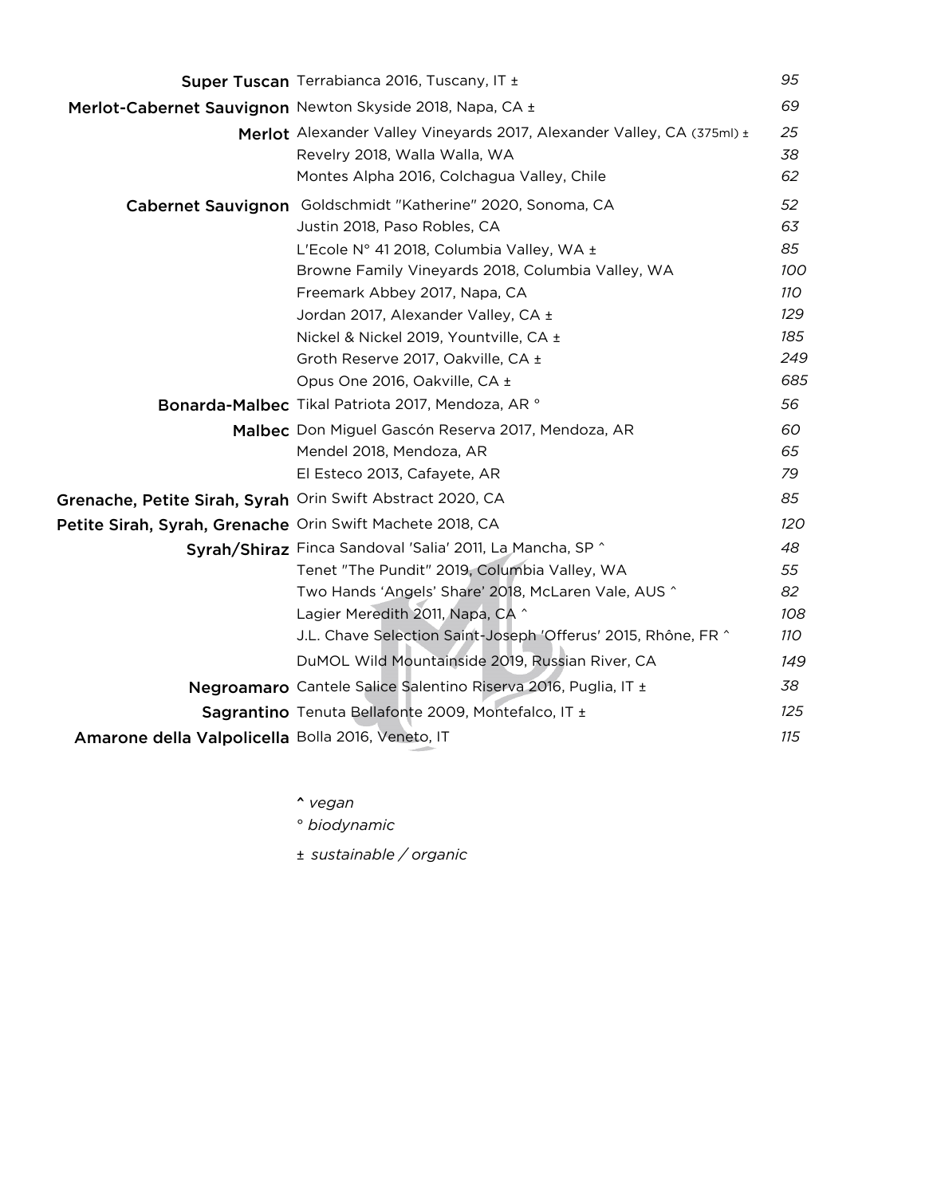| | | |
|---|---|---|
| **Super Tuscan** | Terrabianca 2016, Tuscany, IT ± | *95* |
| **Merlot-Cabernet Sauvignon** | Newton Skyside 2018, Napa, CA ± | *69* |
| **Merlot** | Alexander Valley Vineyards 2017, Alexander Valley, CA (375ml) ± | *25* |
| | Revelry 2018, Walla Walla, WA | *38* |
| | Montes Alpha 2016, Colchagua Valley, Chile | *62* |
| **Cabernet Sauvignon** | Goldschmidt "Katherine" 2020, Sonoma, CA | *52* |
| | Justin 2018, Paso Robles, CA | *63* |
| | L'Ecole N° 41 2018, Columbia Valley, WA ± | *85* |
| | Browne Family Vineyards 2018, Columbia Valley, WA | *100* |
| | Freemark Abbey 2017, Napa, CA | *110* |
| | Jordan 2017, Alexander Valley, CA ± | *129* |
| | Nickel & Nickel 2019, Yountville, CA ± | *185* |
| | Groth Reserve 2017, Oakville, CA ± | *249* |
| | Opus One 2016, Oakville, CA ± | *685* |
| **Bonarda-Malbec** | Tikal Patriota 2017, Mendoza, AR ° | *56* |
| **Malbec** | Don Miguel Gascón Reserva 2017, Mendoza, AR | *60* |
| | Mendel 2018, Mendoza, AR | *65* |
| | El Esteco 2013, Cafayete, AR | *79* |
| **Grenache, Petite Sirah, Syrah** | Orin Swift Abstract 2020, CA | *85* |
| **Petite Sirah, Syrah, Grenache** | Orin Swift Machete 2018, CA | *120* |
| **Syrah/Shiraz** | Finca Sandoval 'Salia' 2011, La Mancha, SP ^ | *48* |
| | Tenet "The Pundit" 2019, Columbia Valley, WA | *55* |
| | Two Hands 'Angels' Share' 2018, McLaren Vale, AUS ^ | *82* |
| | Lagier Meredith 2011, Napa, CA ^ | *108* |
| | J.L. Chave Selection Saint-Joseph 'Offerus' 2015, Rhône, FR ^ | *110* |
| | DuMOL Wild Mountainside 2019, Russian River, CA | *149* |
| **Negroamaro** | Cantele Salice Salentino Riserva 2016, Puglia, IT ± | *38* |
| **Sagrantino** | Tenuta Bellafonte 2009, Montefalco, IT ± | *125* |
| **Amarone della Valpolicella** | Bolla 2016, Veneto, IT | *115* |

^ *vegan*

° *biodynamic*

± *sustainable / organic*